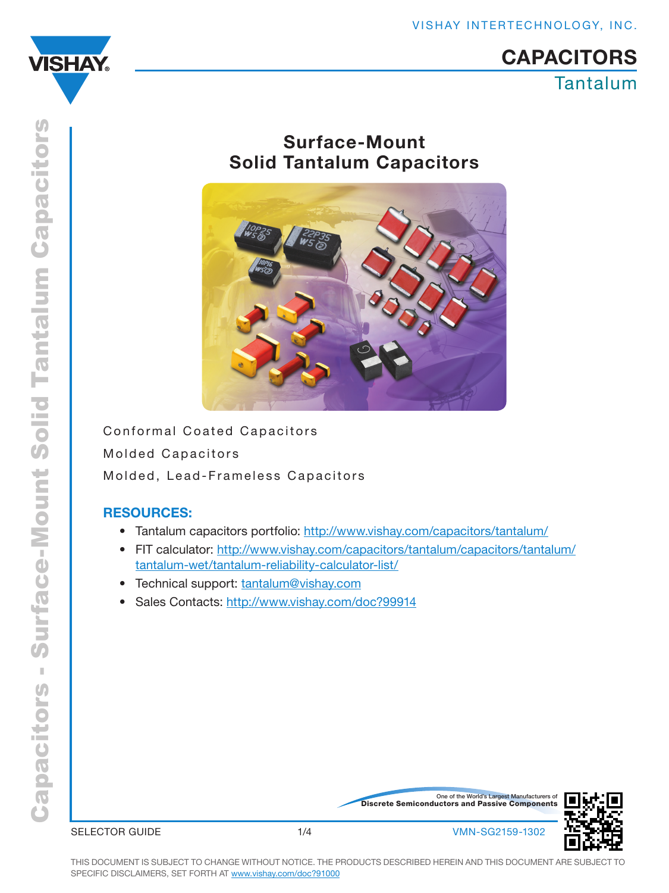# CAPACITORS

## Tantalum

# Surface-Mount Solid Tantalum Capacitors

Conformal Coated Capacitors

Molded Capacitors

Molded, Lead-Frameless Capacitors

**RESOURCES:**

- Tantalum capacitors portfolio: http://www.vishay.com/capacitors/tantalum/
- FIT calculator: http://www.vishay.com/capacitors/tantalum/capacitors/tantalum/tantalum-wet/tantalum-reliability-calculator-list/
- Technical support: tantalum@vishay.com
- Sales Contacts: http://www.vishay.com/doc?99914

SELECTOR GUIDE

VMN-SG2159-1302

THIS DOCUMENT IS SUBJECT TO CHANGE WITHOUT NOTICE. THE PRODUCTS DESCRIBED HEREIN AND THIS DOCUMENT ARE SUBJECT TO SPECIFIC DISCLAIMERS, SET FORTH AT www.vishay.com/doc?91000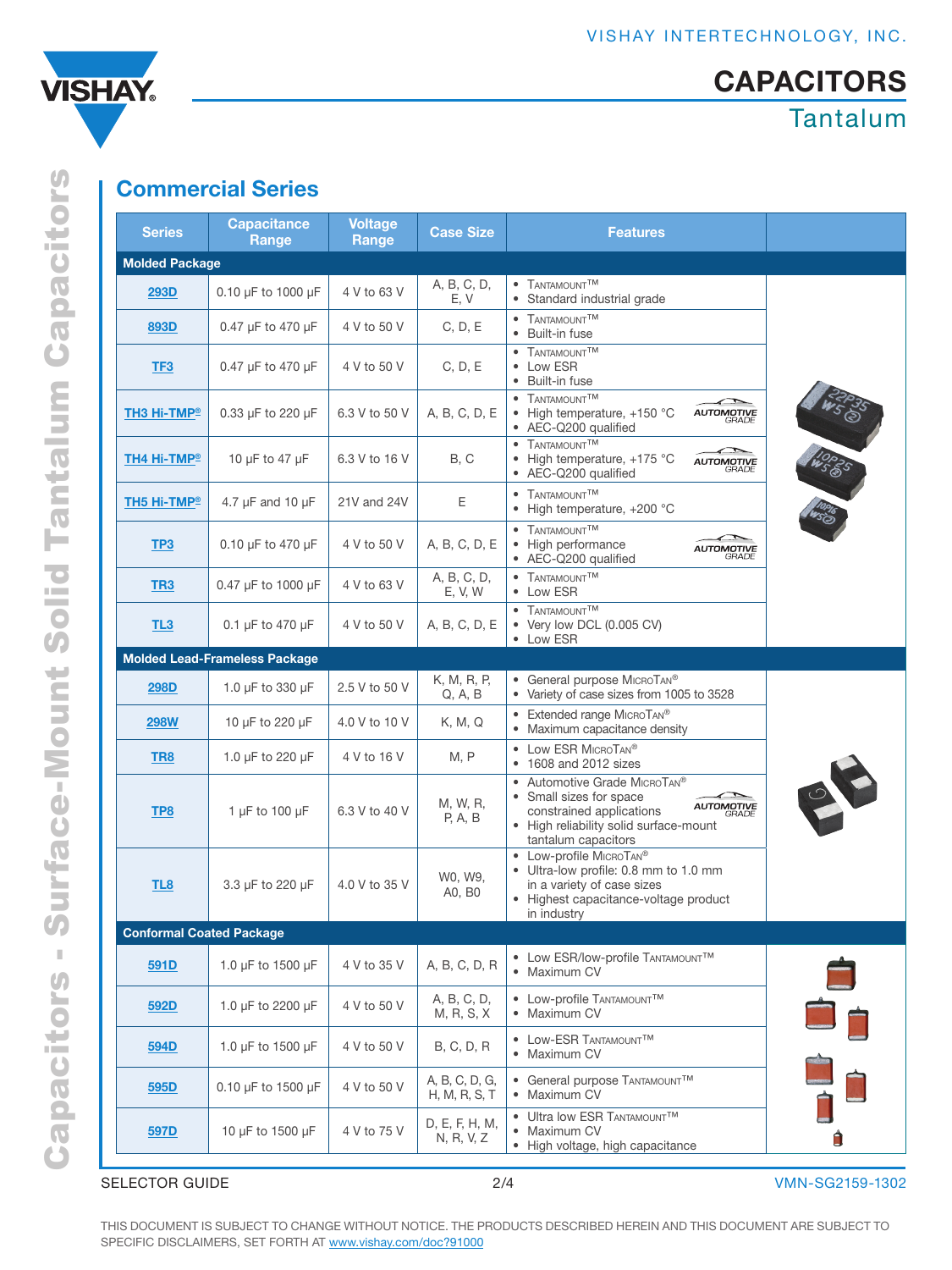## Commercial Series

| Series | Capacitance Range | Voltage Range | Case Size | Features |
|---|---|---|---|---|
| **Molded Package** | | | | |
| 293D | 0.10 µF to 1000 µF | 4 V to 63 V | A, B, C, D, E, V | • TANTAMOUNT™ • Standard industrial grade |
| 893D | 0.47 µF to 470 µF | 4 V to 50 V | C, D, E | • TANTAMOUNT™ • Built-in fuse |
| TF3 | 0.47 µF to 470 µF | 4 V to 50 V | C, D, E | • TANTAMOUNT™ • Low ESR • Built-in fuse |
| TH3 Hi-TMP® | 0.33 µF to 220 µF | 6.3 V to 50 V | A, B, C, D, E | • TANTAMOUNT™ • High temperature, +150 °C • AEC-Q200 qualified (AUTOMOTIVE GRADE) |
| TH4 Hi-TMP® | 10 µF to 47 µF | 6.3 V to 16 V | B, C | • TANTAMOUNT™ • High temperature, +175 °C • AEC-Q200 qualified (AUTOMOTIVE GRADE) |
| TH5 Hi-TMP® | 4.7 µF and 10 µF | 21V and 24V | E | • TANTAMOUNT™ • High temperature, +200 °C |
| TP3 | 0.10 µF to 470 µF | 4 V to 50 V | A, B, C, D, E | • TANTAMOUNT™ • High performance • AEC-Q200 qualified (AUTOMOTIVE GRADE) |
| TR3 | 0.47 µF to 1000 µF | 4 V to 63 V | A, B, C, D, E, V, W | • TANTAMOUNT™ • Low ESR |
| TL3 | 0.1 µF to 470 µF | 4 V to 50 V | A, B, C, D, E | • TANTAMOUNT™ • Very low DCL (0.005 CV) • Low ESR |
| **Molded Lead-Frameless Package** | | | | |
| 298D | 1.0 µF to 330 µF | 2.5 V to 50 V | K, M, R, P, Q, A, B | • General purpose MICROTAN® • Variety of case sizes from 1005 to 3528 |
| 298W | 10 µF to 220 µF | 4.0 V to 10 V | K, M, Q | • Extended range MICROTAN® • Maximum capacitance density |
| TR8 | 1.0 µF to 220 µF | 4 V to 16 V | M, P | • Low ESR MICROTAN® • 1608 and 2012 sizes |
| TP8 | 1 µF to 100 µF | 6.3 V to 40 V | M, W, R, P, A, B | • Automotive Grade MICROTAN® • Small sizes for space constrained applications • High reliability solid surface-mount tantalum capacitors (AUTOMOTIVE GRADE) |
| TL8 | 3.3 µF to 220 µF | 4.0 V to 35 V | W0, W9, A0, B0 | • Low-profile MICROTAN® • Ultra-low profile: 0.8 mm to 1.0 mm in a variety of case sizes • Highest capacitance-voltage product in industry |
| **Conformal Coated Package** | | | | |
| 591D | 1.0 µF to 1500 µF | 4 V to 35 V | A, B, C, D, R | • Low ESR/low-profile TANTAMOUNT™ • Maximum CV |
| 592D | 1.0 µF to 2200 µF | 4 V to 50 V | A, B, C, D, M, R, S, X | • Low-profile TANTAMOUNT™ • Maximum CV |
| 594D | 1.0 µF to 1500 µF | 4 V to 50 V | B, C, D, R | • Low-ESR TANTAMOUNT™ • Maximum CV |
| 595D | 0.10 µF to 1500 µF | 4 V to 50 V | A, B, C, D, G, H, M, R, S, T | • General purpose TANTAMOUNT™ • Maximum CV |
| 597D | 10 µF to 1500 µF | 4 V to 75 V | D, E, F, H, M, N, R, V, Z | • Ultra low ESR TANTAMOUNT™ • Maximum CV • High voltage, high capacitance |

SELECTOR GUIDE VMN-SG2159-1302

THIS DOCUMENT IS SUBJECT TO CHANGE WITHOUT NOTICE. THE PRODUCTS DESCRIBED HEREIN AND THIS DOCUMENT ARE SUBJECT TO SPECIFIC DISCLAIMERS, SET FORTH AT www.vishay.com/doc?91000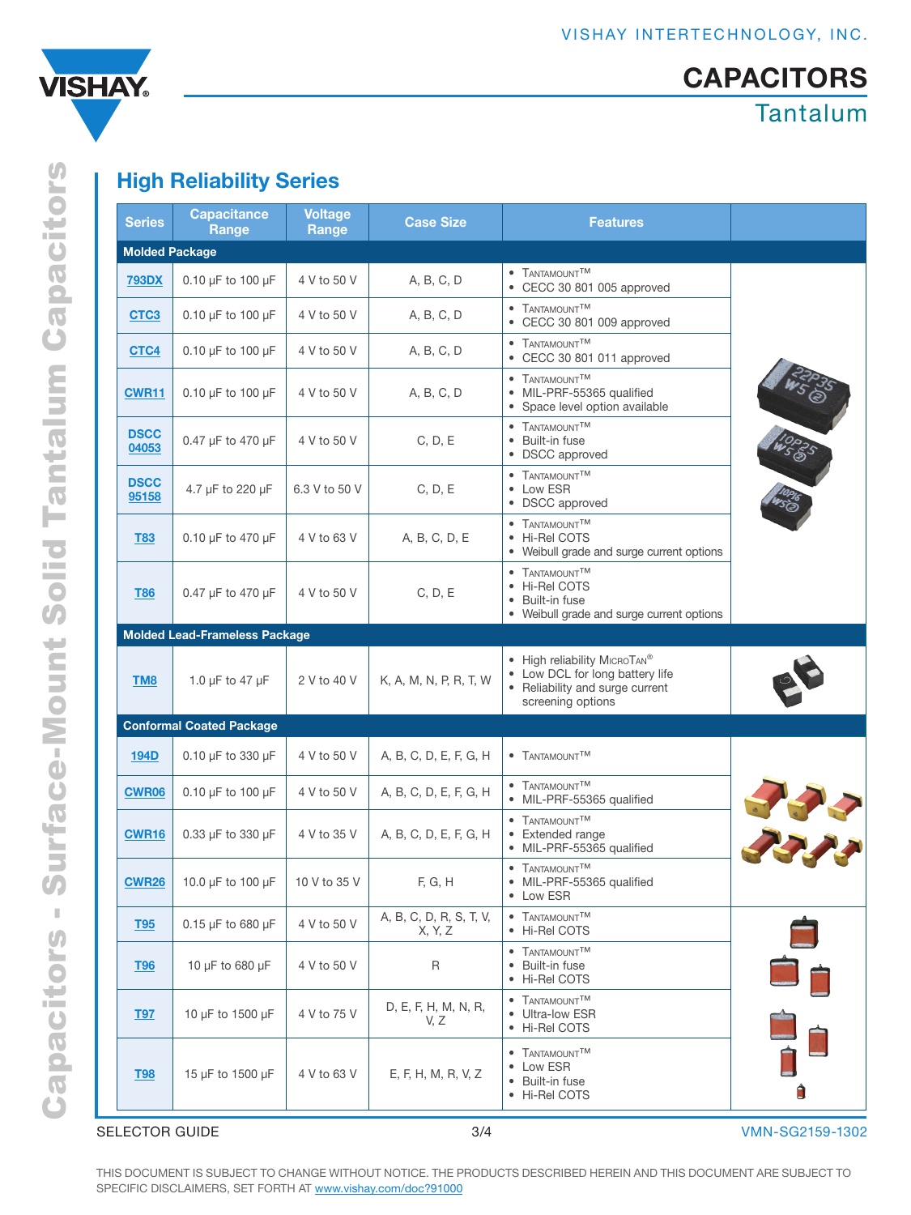## High Reliability Series

| Series | Capacitance Range | Voltage Range | Case Size | Features | |
|---|---|---|---|---|---|
| **Molded Package** | | | | | |
| 793DX | 0.10 µF to 100 µF | 4 V to 50 V | A, B, C, D | • TANTAMOUNT™ • CECC 30 801 005 approved | |
| CTC3 | 0.10 µF to 100 µF | 4 V to 50 V | A, B, C, D | • TANTAMOUNT™ • CECC 30 801 009 approved | |
| CTC4 | 0.10 µF to 100 µF | 4 V to 50 V | A, B, C, D | • TANTAMOUNT™ • CECC 30 801 011 approved | |
| CWR11 | 0.10 µF to 100 µF | 4 V to 50 V | A, B, C, D | • TANTAMOUNT™ • MIL-PRF-55365 qualified • Space level option available | |
| DSCC 04053 | 0.47 µF to 470 µF | 4 V to 50 V | C, D, E | • TANTAMOUNT™ • Built-in fuse • DSCC approved | |
| DSCC 95158 | 4.7 µF to 220 µF | 6.3 V to 50 V | C, D, E | • TANTAMOUNT™ • Low ESR • DSCC approved | |
| T83 | 0.10 µF to 470 µF | 4 V to 63 V | A, B, C, D, E | • TANTAMOUNT™ • Hi-Rel COTS • Weibull grade and surge current options | |
| T86 | 0.47 µF to 470 µF | 4 V to 50 V | C, D, E | • TANTAMOUNT™ • Hi-Rel COTS • Built-in fuse • Weibull grade and surge current options | |
| **Molded Lead-Frameless Package** | | | | | |
| TM8 | 1.0 µF to 47 µF | 2 V to 40 V | K, A, M, N, P, R, T, W | • High reliability MICROTAN® • Low DCL for long battery life • Reliability and surge current screening options | |
| **Conformal Coated Package** | | | | | |
| 194D | 0.10 µF to 330 µF | 4 V to 50 V | A, B, C, D, E, F, G, H | • TANTAMOUNT™ | |
| CWR06 | 0.10 µF to 100 µF | 4 V to 50 V | A, B, C, D, E, F, G, H | • TANTAMOUNT™ • MIL-PRF-55365 qualified | |
| CWR16 | 0.33 µF to 330 µF | 4 V to 35 V | A, B, C, D, E, F, G, H | • TANTAMOUNT™ • Extended range • MIL-PRF-55365 qualified | |
| CWR26 | 10.0 µF to 100 µF | 10 V to 35 V | F, G, H | • TANTAMOUNT™ • MIL-PRF-55365 qualified • Low ESR | |
| T95 | 0.15 µF to 680 µF | 4 V to 50 V | A, B, C, D, R, S, T, V, X, Y, Z | • TANTAMOUNT™ • Hi-Rel COTS | |
| T96 | 10 µF to 680 µF | 4 V to 50 V | R | • TANTAMOUNT™ • Built-in fuse • Hi-Rel COTS | |
| T97 | 10 µF to 1500 µF | 4 V to 75 V | D, E, F, H, M, N, R, V, Z | • TANTAMOUNT™ • Ultra-low ESR • Hi-Rel COTS | |
| T98 | 15 µF to 1500 µF | 4 V to 63 V | E, F, H, M, R, V, Z | • TANTAMOUNT™ • Low ESR • Built-in fuse • Hi-Rel COTS | |

THIS DOCUMENT IS SUBJECT TO CHANGE WITHOUT NOTICE. THE PRODUCTS DESCRIBED HEREIN AND THIS DOCUMENT ARE SUBJECT TO SPECIFIC DISCLAIMERS, SET FORTH AT www.vishay.com/doc?91000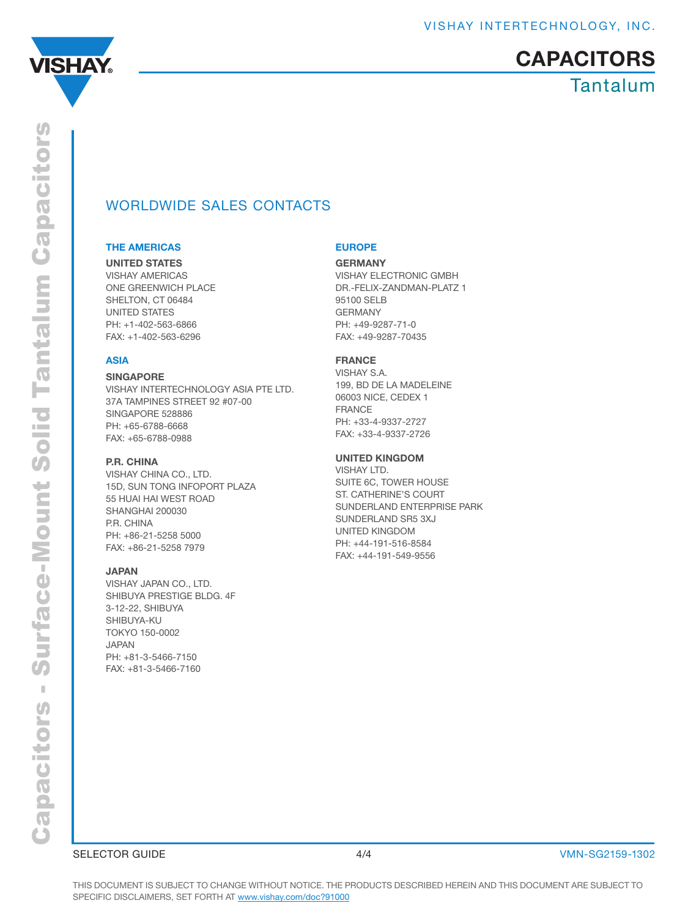## WORLDWIDE SALES CONTACTS

### THE AMERICAS

**UNITED STATES**
VISHAY AMERICAS
ONE GREENWICH PLACE
SHELTON, CT 06484
UNITED STATES
PH: +1-402-563-6866
FAX: +1-402-563-6296

### ASIA

**SINGAPORE**
VISHAY INTERTECHNOLOGY ASIA PTE LTD.
37A TAMPINES STREET 92 #07-00
SINGAPORE 528886
PH: +65-6788-6668
FAX: +65-6788-0988

**P.R. CHINA**
VISHAY CHINA CO., LTD.
15D, SUN TONG INFOPORT PLAZA
55 HUAI HAI WEST ROAD
SHANGHAI 200030
P.R. CHINA
PH: +86-21-5258 5000
FAX: +86-21-5258 7979

**JAPAN**
VISHAY JAPAN CO., LTD.
SHIBUYA PRESTIGE BLDG. 4F
3-12-22, SHIBUYA
SHIBUYA-KU
TOKYO 150-0002
JAPAN
PH: +81-3-5466-7150
FAX: +81-3-5466-7160

### EUROPE

**GERMANY**
VISHAY ELECTRONIC GMBH
DR.-FELIX-ZANDMAN-PLATZ 1
95100 SELB
GERMANY
PH: +49-9287-71-0
FAX: +49-9287-70435

**FRANCE**
VISHAY S.A.
199, BD DE LA MADELEINE
06003 NICE, CEDEX 1
FRANCE
PH: +33-4-9337-2727
FAX: +33-4-9337-2726

**UNITED KINGDOM**
VISHAY LTD.
SUITE 6C, TOWER HOUSE
ST. CATHERINE'S COURT
SUNDERLAND ENTERPRISE PARK
SUNDERLAND SR5 3XJ
UNITED KINGDOM
PH: +44-191-516-8584
FAX: +44-191-549-9556

THIS DOCUMENT IS SUBJECT TO CHANGE WITHOUT NOTICE. THE PRODUCTS DESCRIBED HEREIN AND THIS DOCUMENT ARE SUBJECT TO SPECIFIC DISCLAIMERS, SET FORTH AT www.vishay.com/doc?91000